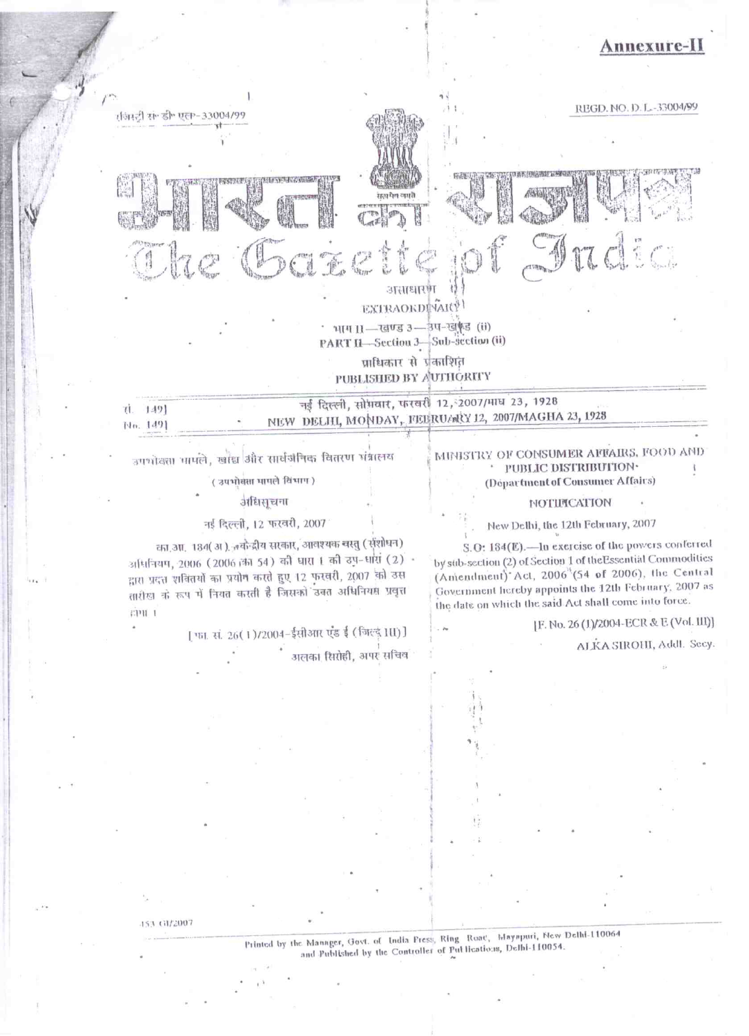**Annexure-II**

रजिस्ट्री सं॰ डी॰ एल॰-33004/99

REGD. NO. D. L.-33004/99

# भारत का राजपत्र
# The Gazette of India

असाधारण

EXTRAORDINARY

भाग II—खण्ड 3—उप-खण्ड (ii)

PART II—Section 3—Sub-section (ii)

प्राधिकार से प्रकाशित

PUBLISHED BY AUTHORITY

सं. 149] नई दिल्ली, सोमवार, फरवरी 12, 2007/माघ 23, 1928

No. 149] NEW DELHI, MONDAY, FEBRUARY 12, 2007/MAGHA 23, 1928

उपभोक्ता मामले, खाद्य और सार्वजनिक वितरण मंत्रालय

(उपभोक्ता मामले विभाग)

अधिसूचना

नई दिल्ली, 12 फरवरी, 2007

का.आ. 184(अ).—केन्द्रीय सरकार, आवश्यक वस्तु (संशोधन) अधिनियम, 2006 (2006 का 54) की धारा 1 की उप-धारा (2) द्वारा प्रदत्त शक्तियों का प्रयोग करते हुए 12 फरवरी, 2007 को उस तारीख के रूप में नियत करती है जिसको उक्त अधिनियम प्रवृत्त होगा।

[फा. सं. 26(1)/2004-ईसीआर एंड ई (जिल्द III)]

अलका सिरोही, अपर सचिव

MINISTRY OF CONSUMER AFFAIRS, FOOD AND PUBLIC DISTRIBUTION

(Department of Consumer Affairs)

NOTIFICATION

New Delhi, the 12th February, 2007

S.O. 184(E).—In exercise of the powers conferred by sub-section (2) of Section 1 of the Essential Commodities (Amendment) Act, 2006 (54 of 2006), the Central Government hereby appoints the 12th February, 2007 as the date on which the said Act shall come into force.

[F. No. 26 (1)/2004-ECR & E (Vol. III)]

ALKA SIROHI, Addl. Secy.

453 GI/2007

Printed by the Manager, Govt. of India Press, Ring Road, Mayapuri, New Delhi-110064 and Published by the Controller of Publications, Delhi-110054.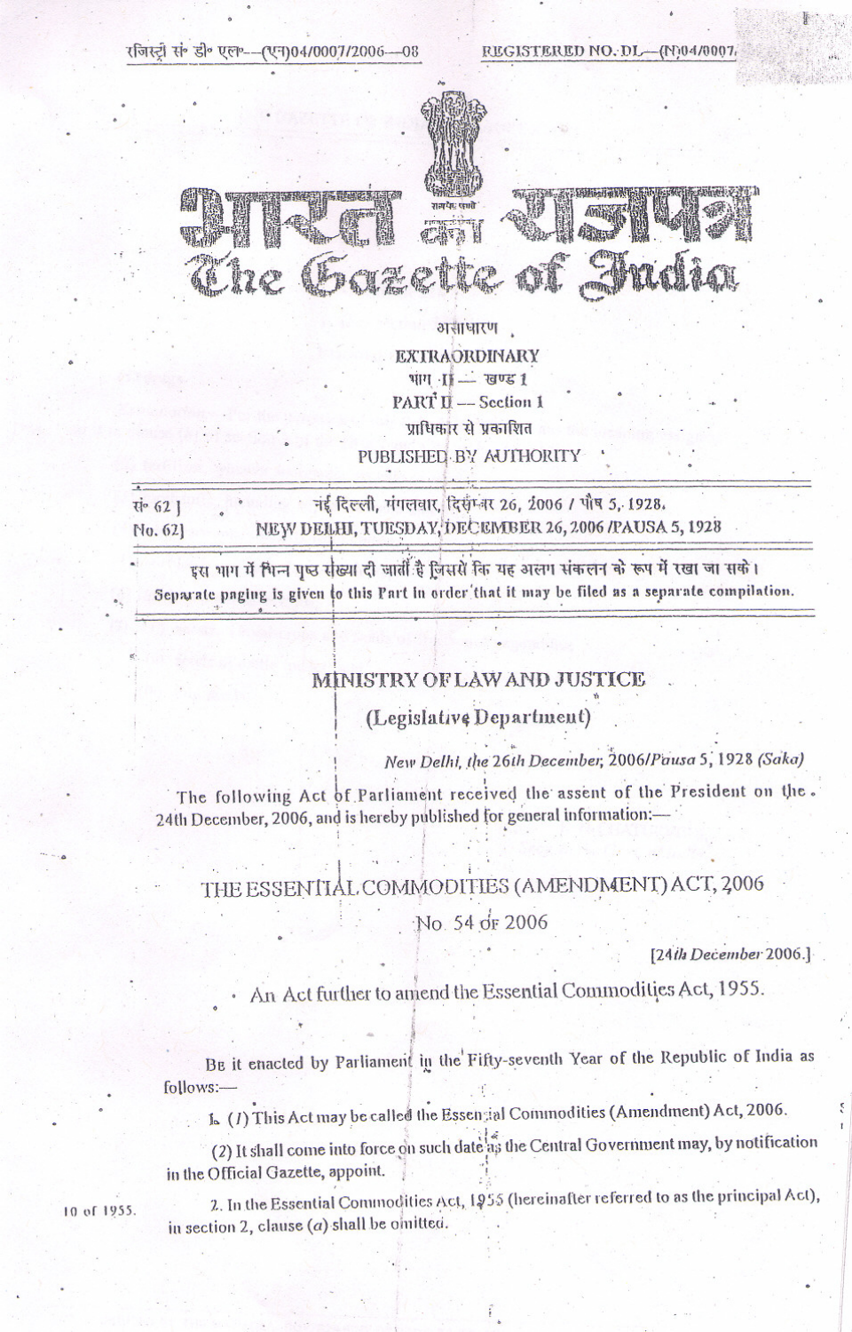रजिस्ट्री सं० डी० एल०—(एन)04/0007/2006—08 REGISTERED NO. DL—(N)04/0007/

# भारत का राजपत्र
# The Gazette of India

असाधारण
**EXTRAORDINARY**
भाग II — खण्ड 1
**PART II — Section 1**
प्राधिकार से प्रकाशित
**PUBLISHED BY AUTHORITY**

सं० 62] नई दिल्ली, मंगलवार, दिसम्बर 26, 2006 / पौष 5, 1928
No. 62] NEW DELHI, TUESDAY, DECEMBER 26, 2006 /PAUSA 5, 1928

इस भाग में भिन्न पृष्ठ संख्या दी जाती है जिससे कि यह अलग संकलन के रूप में रखा जा सके।
Separate paging is given to this Part in order that it may be filed as a separate compilation.

## MINISTRY OF LAW AND JUSTICE

### (Legislative Department)

*New Delhi, the 26th December, 2006/Pausa 5, 1928 (Saka)*

The following Act of Parliament received the assent of the President on the 24th December, 2006, and is hereby published for general information:—

## THE ESSENTIAL COMMODITIES (AMENDMENT) ACT, 2006

No. 54 of 2006

[*24th December* 2006.]

An Act further to amend the Essential Commodities Act, 1955.

Be it enacted by Parliament in the Fifty-seventh Year of the Republic of India as follows:—

1. (*1*) This Act may be called the Essential Commodities (Amendment) Act, 2006.

(*2*) It shall come into force on such date as the Central Government may, by notification in the Official Gazette, appoint.

10 of 1955.

2. In the Essential Commodities Act, 1955 (hereinafter referred to as the principal Act), in section 2, clause (*a*) shall be omitted.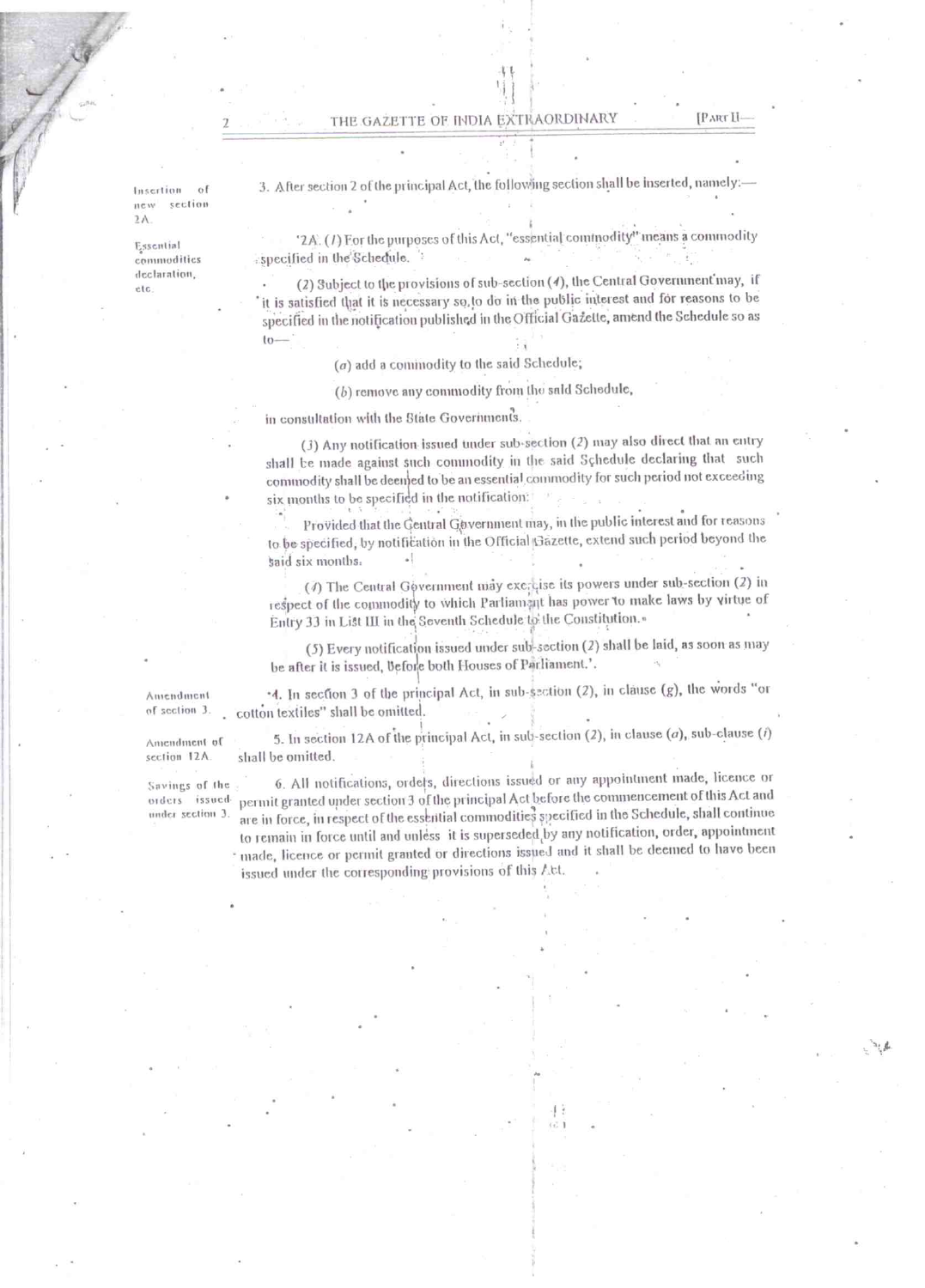Insertion of new section 2A.

3. After section 2 of the principal Act, the following section shall be inserted, namely:—

Essential commodities declaration, etc.

'2A. (1) For the purposes of this Act, "essential commodity" means a commodity specified in the Schedule.

(2) Subject to the provisions of sub-section (4), the Central Government may, if it is satisfied that it is necessary so to do in the public interest and for reasons to be specified in the notification published in the Official Gazette, amend the Schedule so as to—

(a) add a commodity to the said Schedule;

(b) remove any commodity from the said Schedule,

in consultation with the State Governments.

(3) Any notification issued under sub-section (2) may also direct that an entry shall be made against such commodity in the said Schedule declaring that such commodity shall be deemed to be an essential commodity for such period not exceeding six months to be specified in the notification:

Provided that the Central Government may, in the public interest and for reasons to be specified, by notification in the Official Gazette, extend such period beyond the said six months.

(4) The Central Government may exercise its powers under sub-section (2) in respect of the commodity to which Parliament has power to make laws by virtue of Entry 33 in List III in the Seventh Schedule to the Constitution.

(5) Every notification issued under sub-section (2) shall be laid, as soon as may be after it is issued, before both Houses of Parliament.'.

Amendment of section 3.

4. In section 3 of the principal Act, in sub-section (2), in clause (g), the words "or cotton textiles" shall be omitted.

Amendment of section 12A.

5. In section 12A of the principal Act, in sub-section (2), in clause (a), sub-clause (i) shall be omitted.

Savings of the orders issued under section 3.

6. All notifications, orders, directions issued or any appointment made, licence or permit granted under section 3 of the principal Act before the commencement of this Act and are in force, in respect of the essential commodities specified in the Schedule, shall continue to remain in force until and unless it is superseded by any notification, order, appointment made, licence or permit granted or directions issued and it shall be deemed to have been issued under the corresponding provisions of this Act.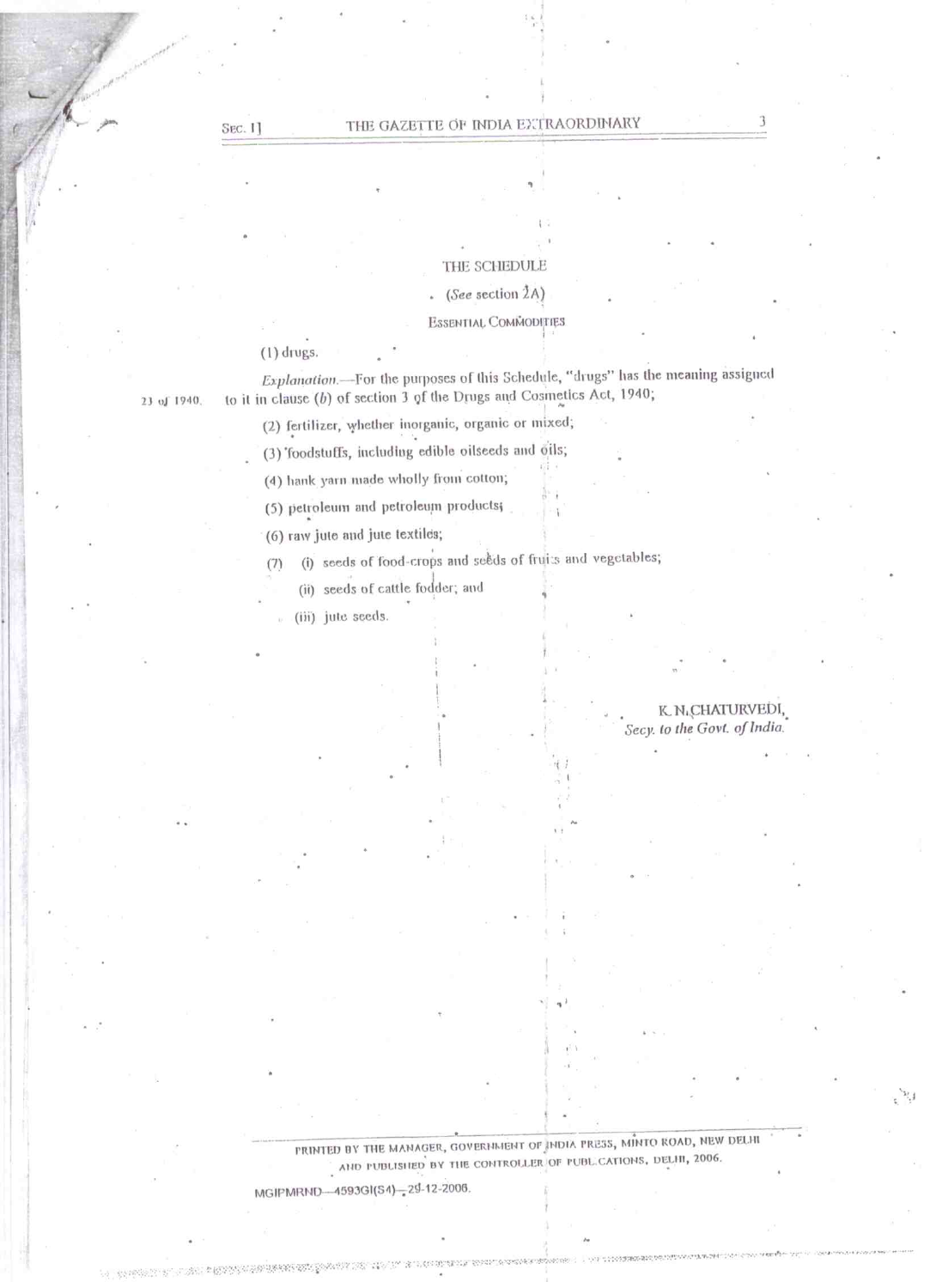## THE SCHEDULE

*(See section 2A)*

ESSENTIAL COMMODITIES

(1) drugs.

*Explanation*.—For the purposes of this Schedule, "drugs" has the meaning assigned to it in clause (*b*) of section 3 of the Drugs and Cosmetics Act, 1940;

23 of 1940.

(2) fertilizer, whether inorganic, organic or mixed;

(3) foodstuffs, including edible oilseeds and oils;

(4) hank yarn made wholly from cotton;

(5) petroleum and petroleum products;

(6) raw jute and jute textiles;

(7) (i) seeds of food-crops and seeds of fruits and vegetables;

(ii) seeds of cattle fodder; and

(iii) jute seeds.

K. N. CHATURVEDI,
*Secy. to the Govt. of India.*

PRINTED BY THE MANAGER, GOVERNMENT OF INDIA PRESS, MINTO ROAD, NEW DELHI AND PUBLISHED BY THE CONTROLLER OF PUBLICATIONS, DELHI, 2006.

MGIPMRND—4593GI(S4)—29-12-2006.